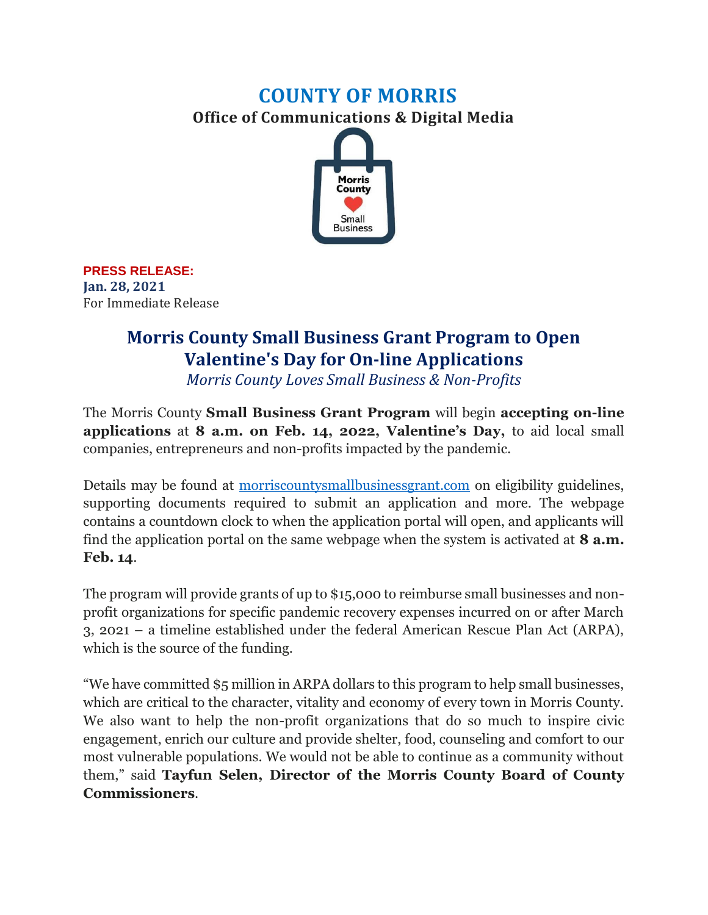# COUNTY OF MORRIS

**Office of Communications & Digital Media**

**PRESS RELEASE:**
**Jan. 28, 2021**
For Immediate Release

## Morris County Small Business Grant Program to Open Valentine's Day for On-line Applications

*Morris County Loves Small Business & Non-Profits*

The Morris County **Small Business Grant Program** will begin **accepting on-line applications** at **8 a.m. on Feb. 14, 2022, Valentine's Day,** to aid local small companies, entrepreneurs and non-profits impacted by the pandemic.

Details may be found at [morriscountysmallbusinessgrant.com](morriscountysmallbusinessgrant.com) on eligibility guidelines, supporting documents required to submit an application and more. The webpage contains a countdown clock to when the application portal will open, and applicants will find the application portal on the same webpage when the system is activated at **8 a.m. Feb. 14**.

The program will provide grants of up to $15,000 to reimburse small businesses and non-profit organizations for specific pandemic recovery expenses incurred on or after March 3, 2021 – a timeline established under the federal American Rescue Plan Act (ARPA), which is the source of the funding.

"We have committed $5 million in ARPA dollars to this program to help small businesses, which are critical to the character, vitality and economy of every town in Morris County. We also want to help the non-profit organizations that do so much to inspire civic engagement, enrich our culture and provide shelter, food, counseling and comfort to our most vulnerable populations. We would not be able to continue as a community without them," said **Tayfun Selen, Director of the Morris County Board of County Commissioners**.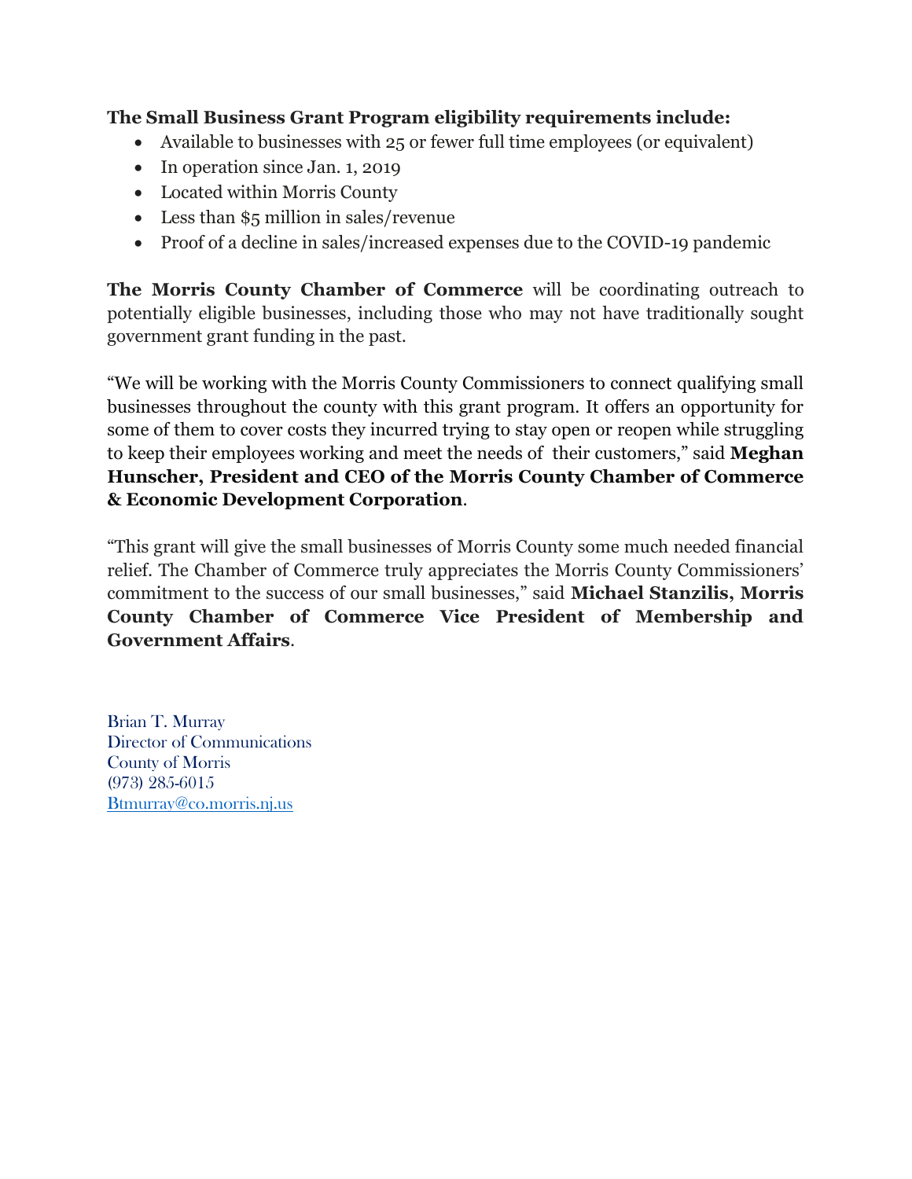**The Small Business Grant Program eligibility requirements include:**

- Available to businesses with 25 or fewer full time employees (or equivalent)
- In operation since Jan. 1, 2019
- Located within Morris County
- Less than $5 million in sales/revenue
- Proof of a decline in sales/increased expenses due to the COVID-19 pandemic

**The Morris County Chamber of Commerce** will be coordinating outreach to potentially eligible businesses, including those who may not have traditionally sought government grant funding in the past.

"We will be working with the Morris County Commissioners to connect qualifying small businesses throughout the county with this grant program. It offers an opportunity for some of them to cover costs they incurred trying to stay open or reopen while struggling to keep their employees working and meet the needs of their customers," said **Meghan Hunscher, President and CEO of the Morris County Chamber of Commerce & Economic Development Corporation**.

"This grant will give the small businesses of Morris County some much needed financial relief. The Chamber of Commerce truly appreciates the Morris County Commissioners' commitment to the success of our small businesses," said **Michael Stanzilis, Morris County Chamber of Commerce Vice President of Membership and Government Affairs**.

Brian T. Murray
Director of Communications
County of Morris
(973) 285-6015
Btmurray@co.morris.nj.us